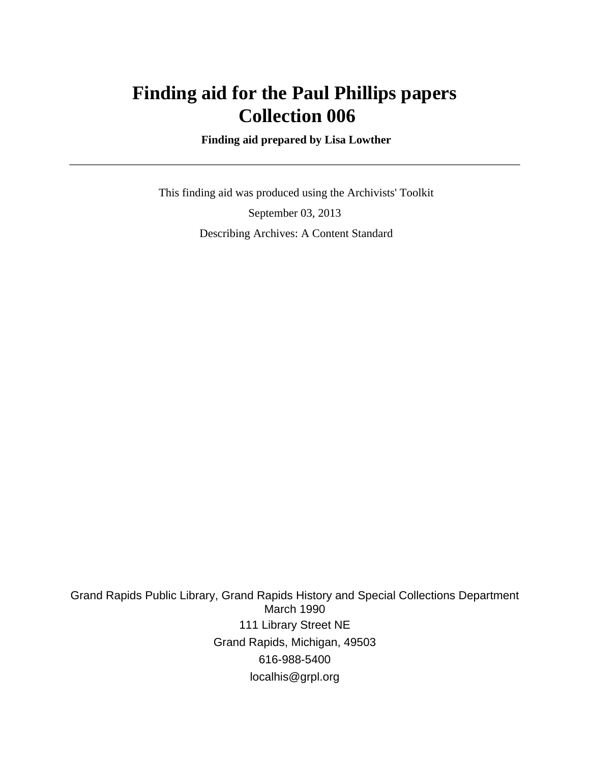# Finding aid for the Paul Phillips papers
# Collection 006

**Finding aid prepared by Lisa Lowther**

---

This finding aid was produced using the Archivists' Toolkit

September 03, 2013

Describing Archives: A Content Standard

Grand Rapids Public Library, Grand Rapids History and Special Collections Department
March 1990
111 Library Street NE
Grand Rapids, Michigan, 49503
616-988-5400
localhis@grpl.org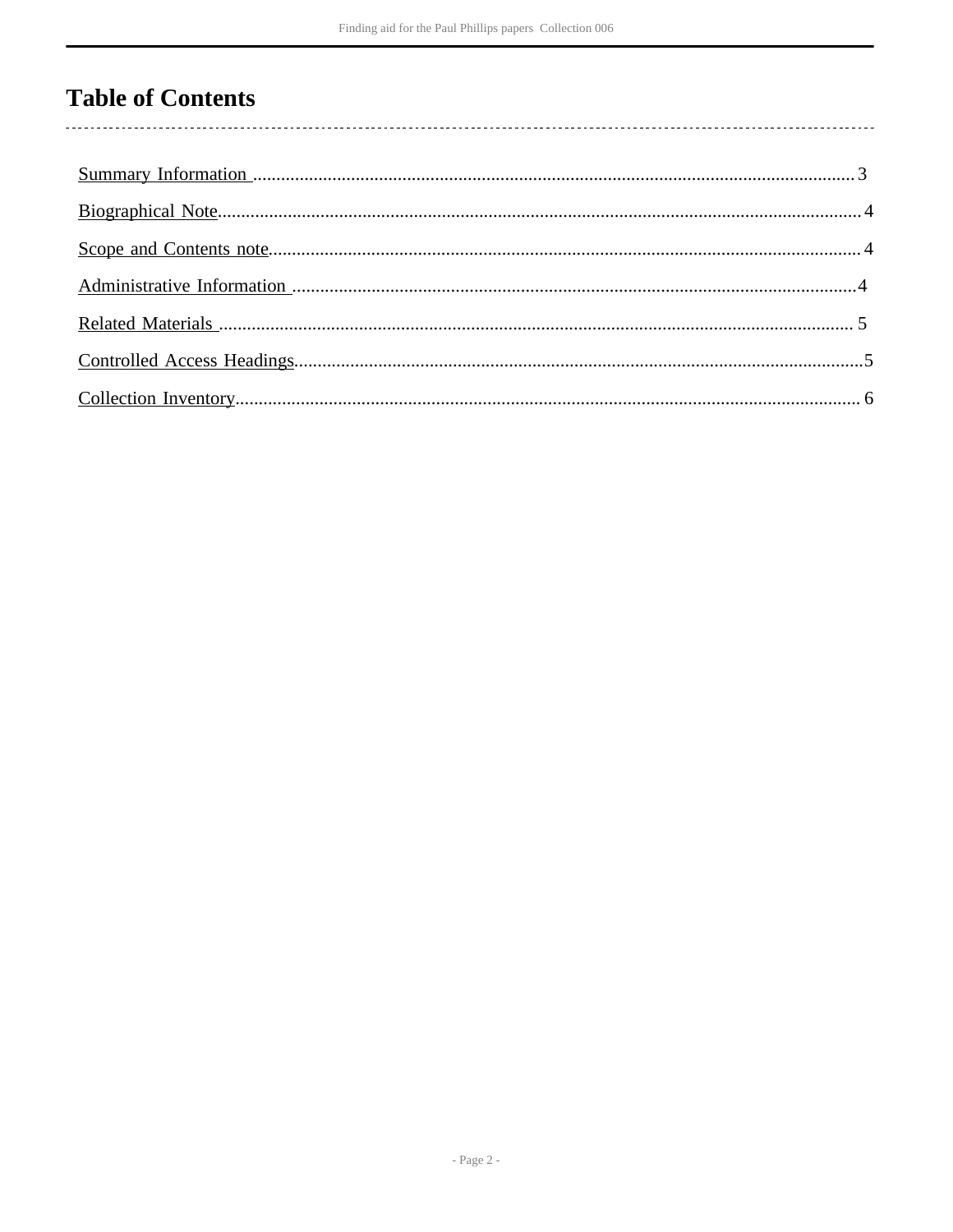# Table of Contents

- Summary Information ..... 3
- Biographical Note ..... 4
- Scope and Contents note ..... 4
- Administrative Information ..... 4
- Related Materials ..... 5
- Controlled Access Headings ..... 5
- Collection Inventory ..... 6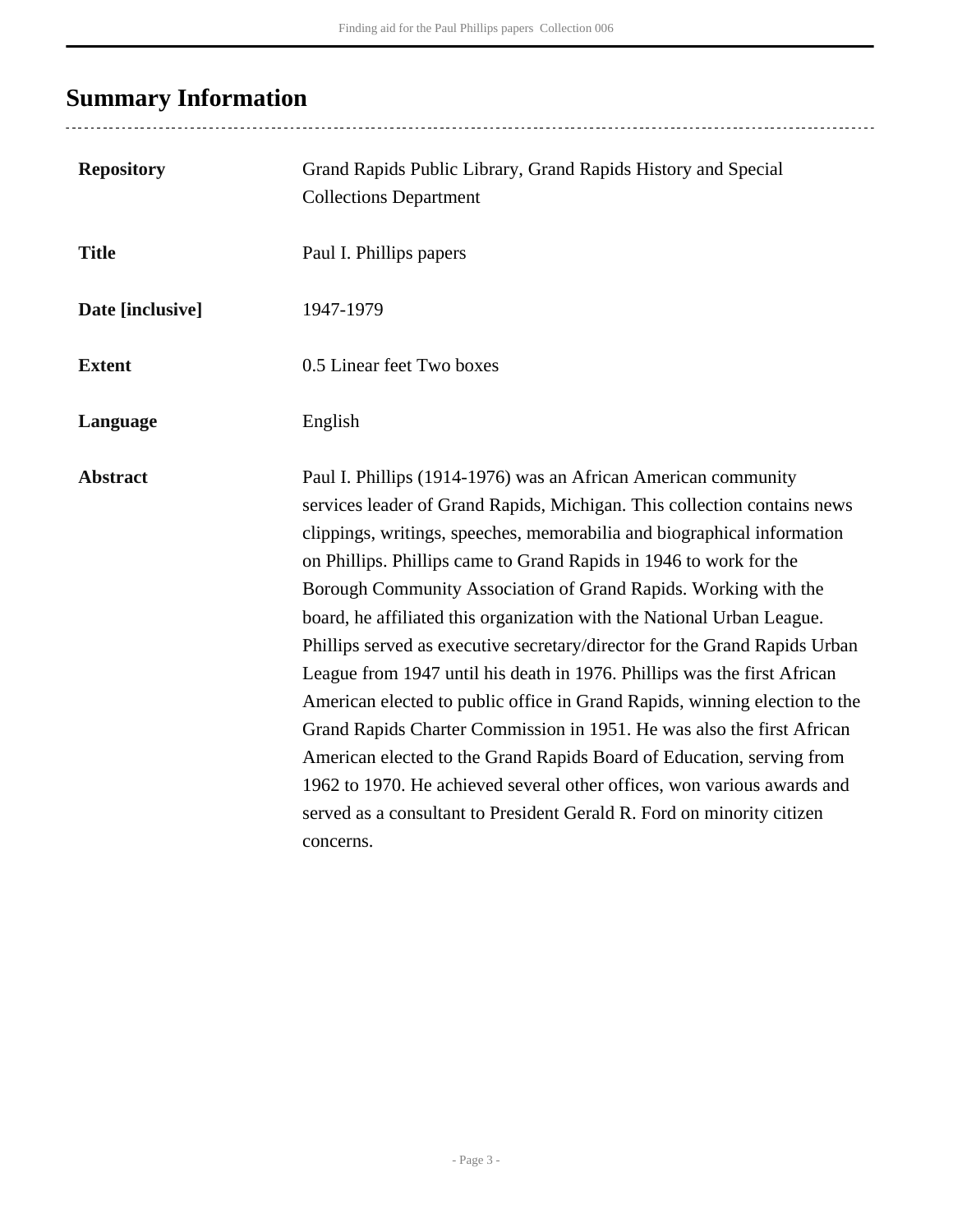## Summary Information

| | |
|---|---|
| **Repository** | Grand Rapids Public Library, Grand Rapids History and Special Collections Department |
| **Title** | Paul I. Phillips papers |
| **Date [inclusive]** | 1947-1979 |
| **Extent** | 0.5 Linear feet Two boxes |
| **Language** | English |
| **Abstract** | Paul I. Phillips (1914-1976) was an African American community services leader of Grand Rapids, Michigan. This collection contains news clippings, writings, speeches, memorabilia and biographical information on Phillips. Phillips came to Grand Rapids in 1946 to work for the Borough Community Association of Grand Rapids. Working with the board, he affiliated this organization with the National Urban League. Phillips served as executive secretary/director for the Grand Rapids Urban League from 1947 until his death in 1976. Phillips was the first African American elected to public office in Grand Rapids, winning election to the Grand Rapids Charter Commission in 1951. He was also the first African American elected to the Grand Rapids Board of Education, serving from 1962 to 1970. He achieved several other offices, won various awards and served as a consultant to President Gerald R. Ford on minority citizen concerns. |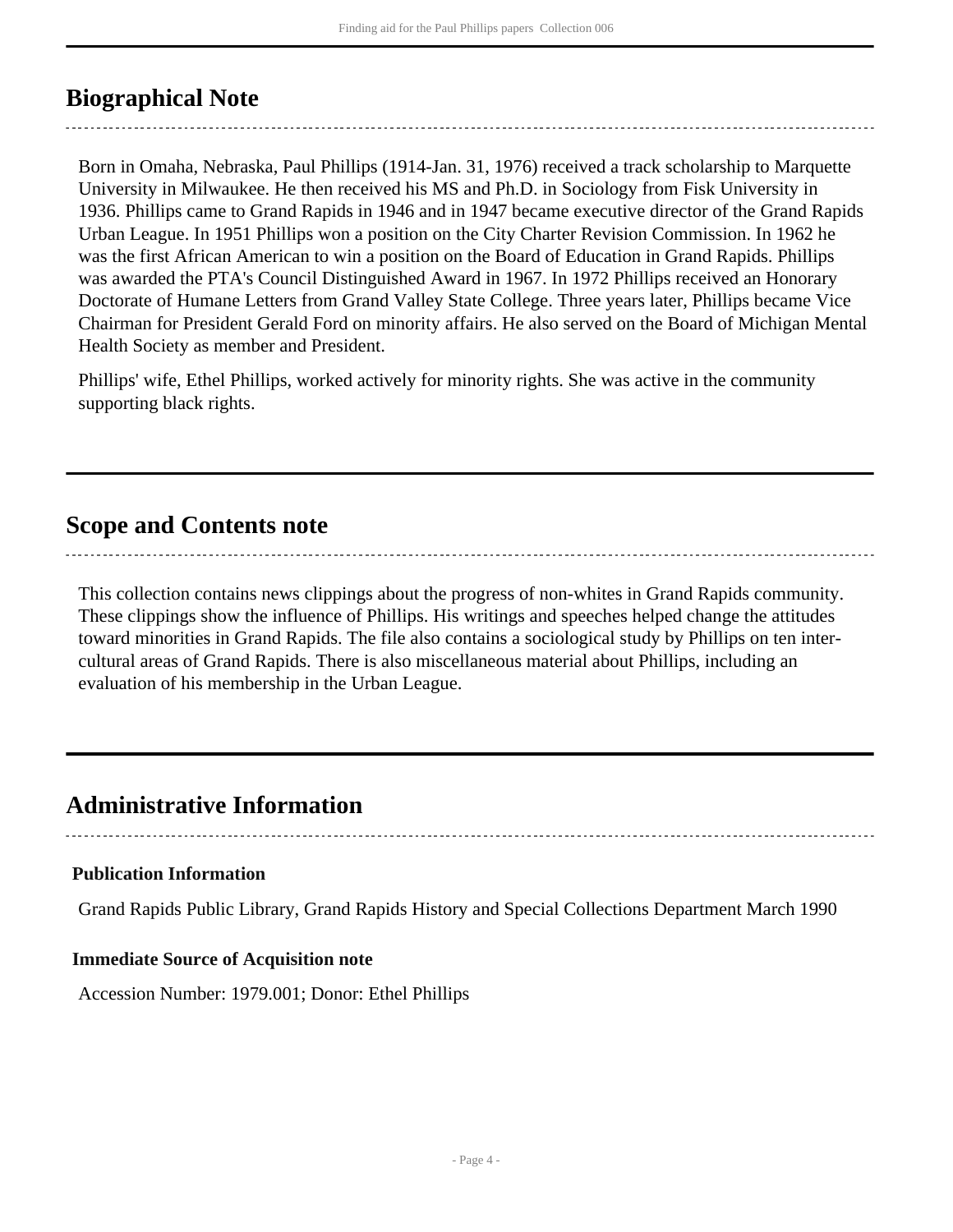## Biographical Note

Born in Omaha, Nebraska, Paul Phillips (1914-Jan. 31, 1976) received a track scholarship to Marquette University in Milwaukee. He then received his MS and Ph.D. in Sociology from Fisk University in 1936. Phillips came to Grand Rapids in 1946 and in 1947 became executive director of the Grand Rapids Urban League. In 1951 Phillips won a position on the City Charter Revision Commission. In 1962 he was the first African American to win a position on the Board of Education in Grand Rapids. Phillips was awarded the PTA's Council Distinguished Award in 1967. In 1972 Phillips received an Honorary Doctorate of Humane Letters from Grand Valley State College. Three years later, Phillips became Vice Chairman for President Gerald Ford on minority affairs. He also served on the Board of Michigan Mental Health Society as member and President.

Phillips' wife, Ethel Phillips, worked actively for minority rights. She was active in the community supporting black rights.

## Scope and Contents note

This collection contains news clippings about the progress of non-whites in Grand Rapids community. These clippings show the influence of Phillips. His writings and speeches helped change the attitudes toward minorities in Grand Rapids. The file also contains a sociological study by Phillips on ten inter-cultural areas of Grand Rapids. There is also miscellaneous material about Phillips, including an evaluation of his membership in the Urban League.

## Administrative Information

### Publication Information

Grand Rapids Public Library, Grand Rapids History and Special Collections Department March 1990

### Immediate Source of Acquisition note

Accession Number: 1979.001; Donor: Ethel Phillips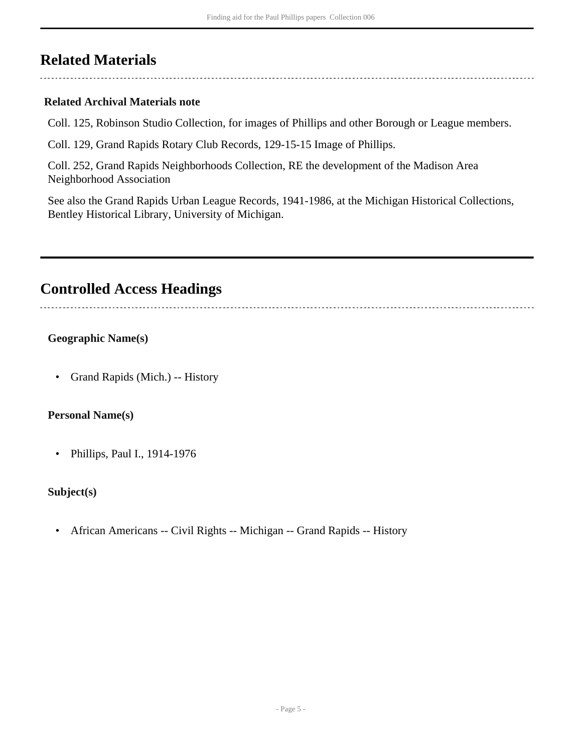## Related Materials

### Related Archival Materials note

Coll. 125, Robinson Studio Collection, for images of Phillips and other Borough or League members.

Coll. 129, Grand Rapids Rotary Club Records, 129-15-15 Image of Phillips.

Coll. 252, Grand Rapids Neighborhoods Collection, RE the development of the Madison Area Neighborhood Association

See also the Grand Rapids Urban League Records, 1941-1986, at the Michigan Historical Collections, Bentley Historical Library, University of Michigan.

## Controlled Access Headings

### Geographic Name(s)

- Grand Rapids (Mich.) -- History

### Personal Name(s)

- Phillips, Paul I., 1914-1976

### Subject(s)

- African Americans -- Civil Rights -- Michigan -- Grand Rapids -- History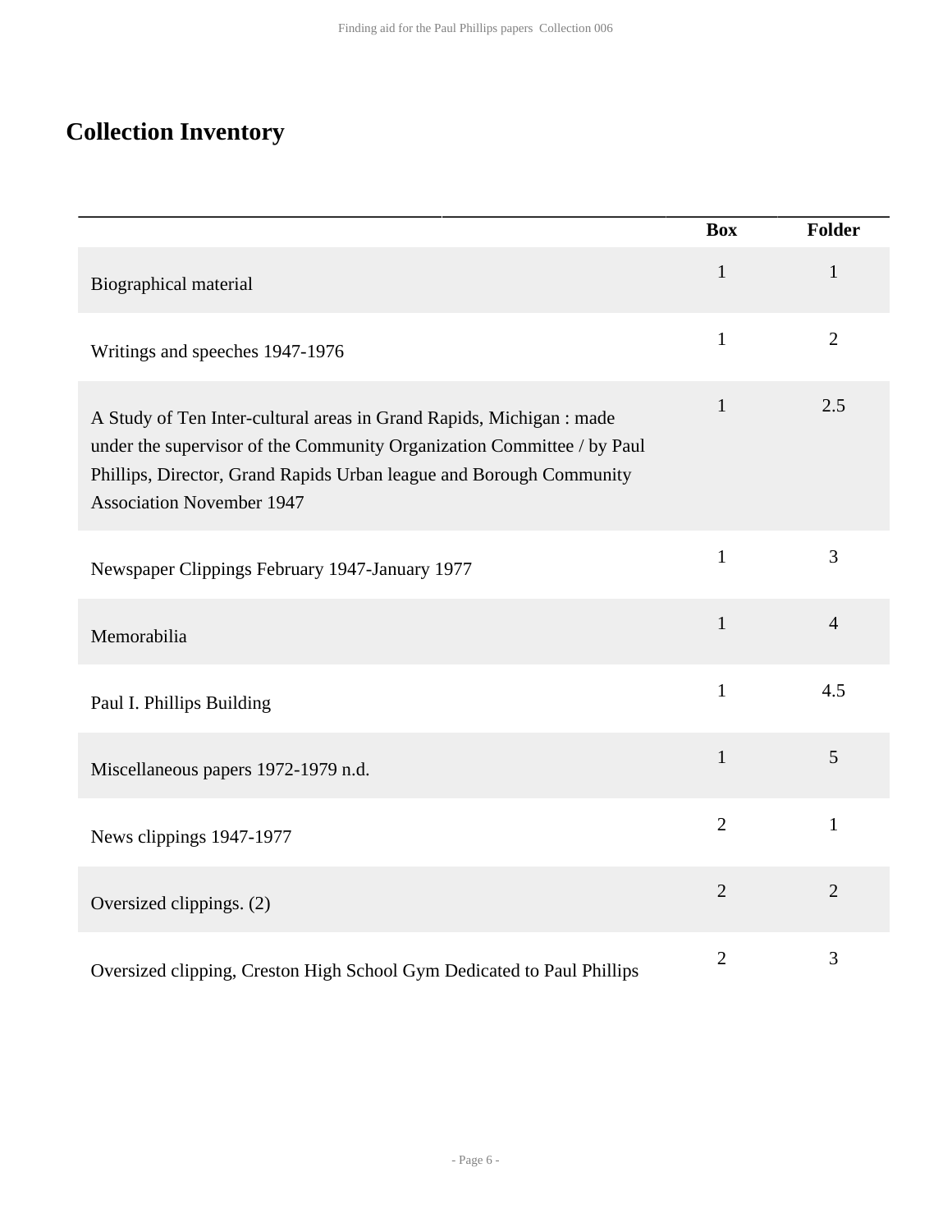## Collection Inventory

| | Box | Folder |
|---|---|---|
| Biographical material | 1 | 1 |
| Writings and speeches 1947-1976 | 1 | 2 |
| A Study of Ten Inter-cultural areas in Grand Rapids, Michigan : made under the supervisor of the Community Organization Committee / by Paul Phillips, Director, Grand Rapids Urban league and Borough Community Association November 1947 | 1 | 2.5 |
| Newspaper Clippings February 1947-January 1977 | 1 | 3 |
| Memorabilia | 1 | 4 |
| Paul I. Phillips Building | 1 | 4.5 |
| Miscellaneous papers 1972-1979 n.d. | 1 | 5 |
| News clippings 1947-1977 | 2 | 1 |
| Oversized clippings. (2) | 2 | 2 |
| Oversized clipping, Creston High School Gym Dedicated to Paul Phillips | 2 | 3 |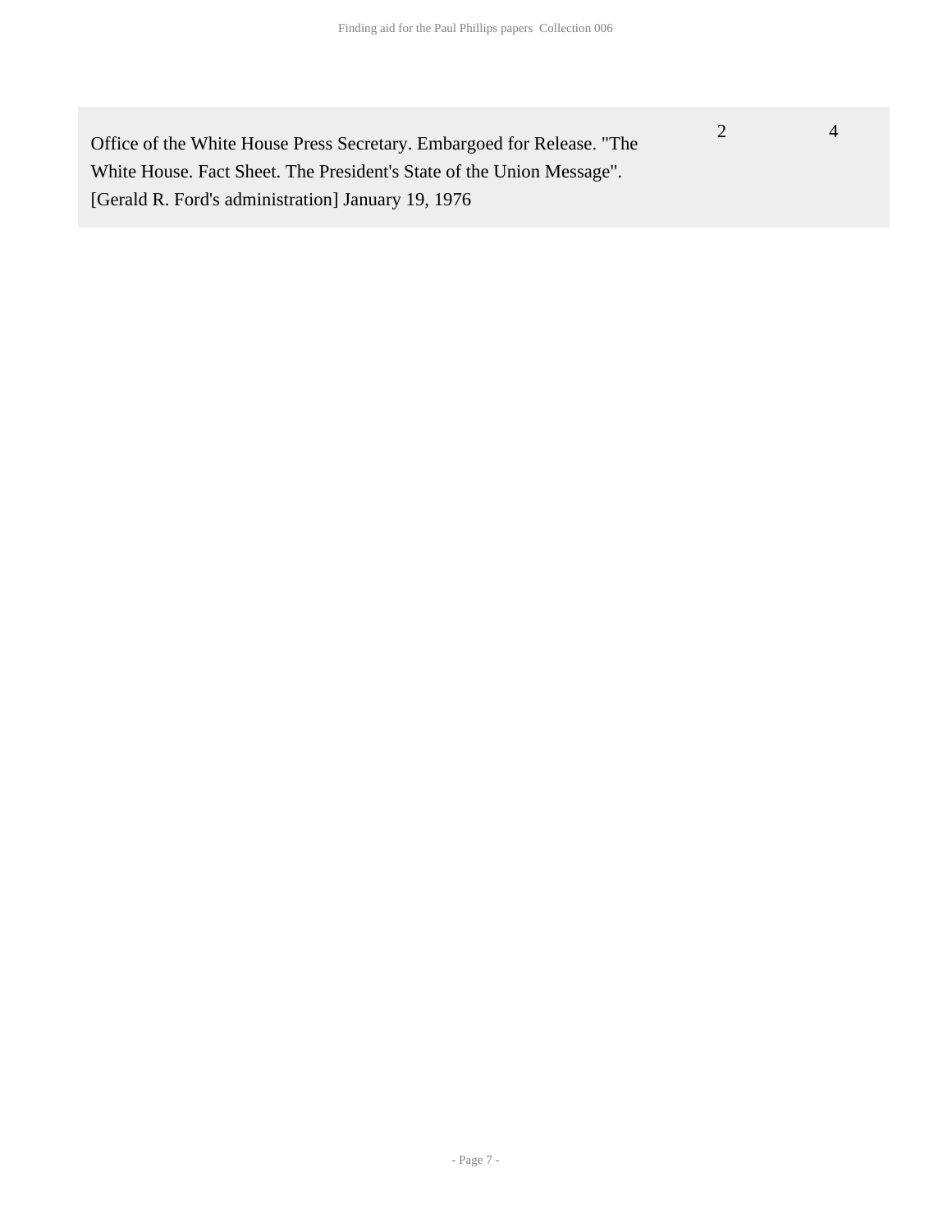| | | |
|---|---|---|
| Office of the White House Press Secretary. Embargoed for Release. "The White House. Fact Sheet. The President's State of the Union Message". [Gerald R. Ford's administration] January 19, 1976 | 2 | 4 |